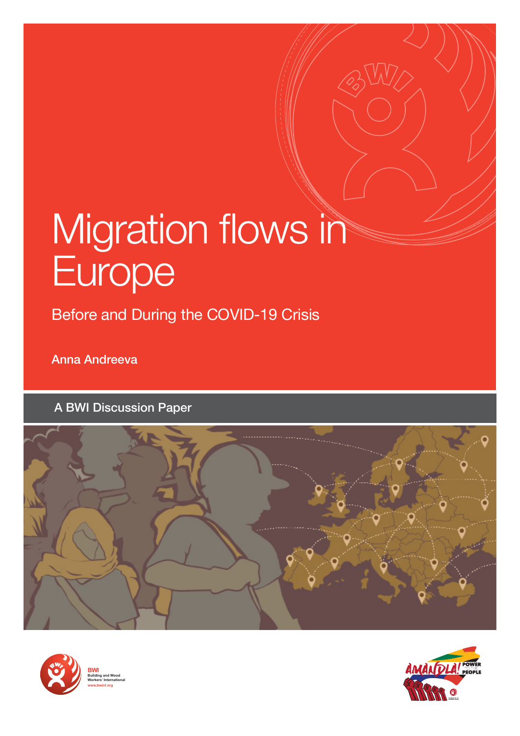# Migration flows in Europe

## Before and During the COVID-19 Crisis

Anna Andreeva

A BWI Discussion Paper

BWI
Building and Wood Workers' International
www.bwint.org

AMANDLA! POWER TO THE PEOPLE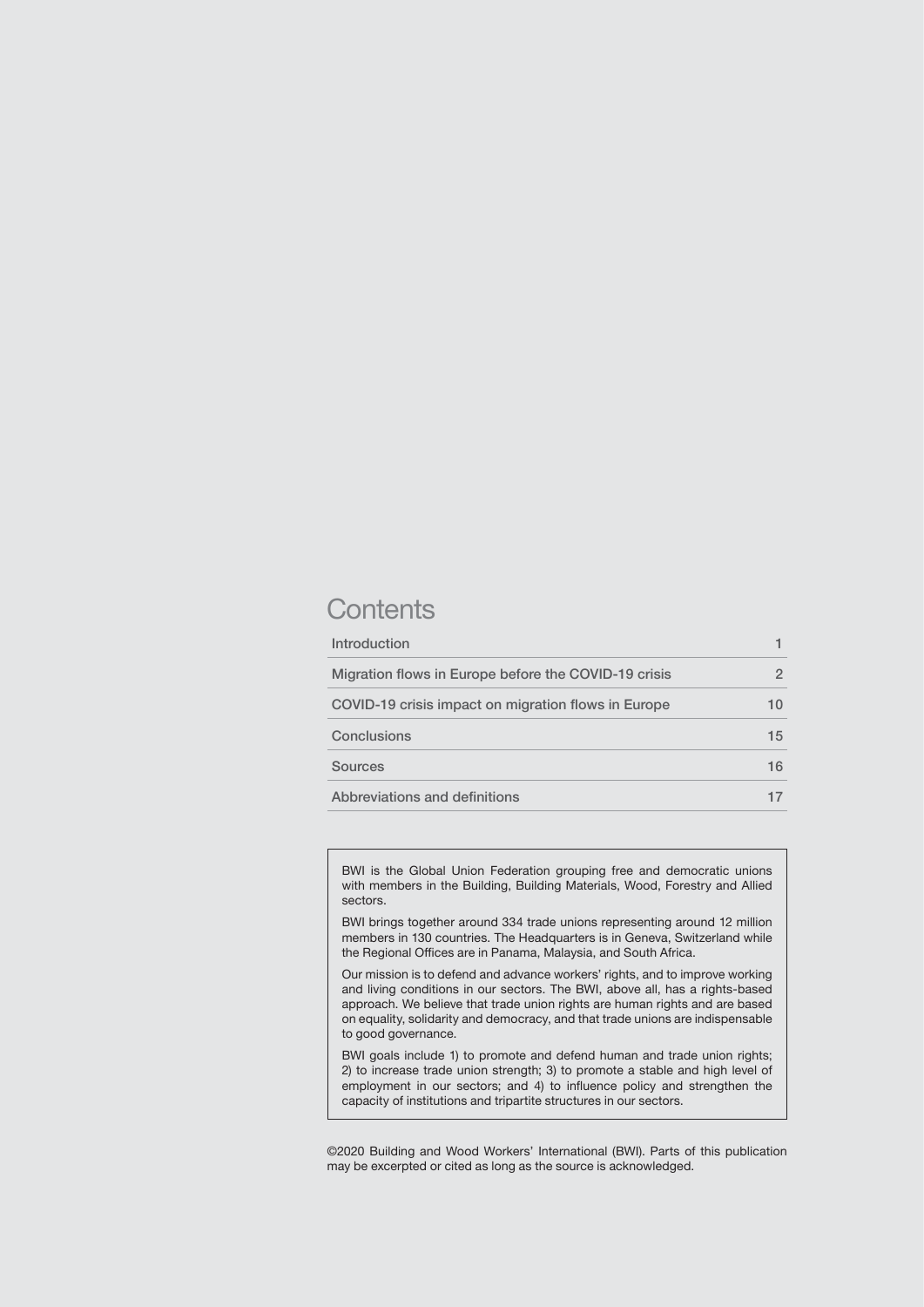# Contents

| | |
|---|---|
| Introduction | 1 |
| Migration flows in Europe before the COVID-19 crisis | 2 |
| COVID-19 crisis impact on migration flows in Europe | 10 |
| Conclusions | 15 |
| Sources | 16 |
| Abbreviations and definitions | 17 |

BWI is the Global Union Federation grouping free and democratic unions with members in the Building, Building Materials, Wood, Forestry and Allied sectors.

BWI brings together around 334 trade unions representing around 12 million members in 130 countries. The Headquarters is in Geneva, Switzerland while the Regional Offices are in Panama, Malaysia, and South Africa.

Our mission is to defend and advance workers' rights, and to improve working and living conditions in our sectors. The BWI, above all, has a rights-based approach. We believe that trade union rights are human rights and are based on equality, solidarity and democracy, and that trade unions are indispensable to good governance.

BWI goals include 1) to promote and defend human and trade union rights; 2) to increase trade union strength; 3) to promote a stable and high level of employment in our sectors; and 4) to influence policy and strengthen the capacity of institutions and tripartite structures in our sectors.

©2020 Building and Wood Workers' International (BWI). Parts of this publication may be excerpted or cited as long as the source is acknowledged.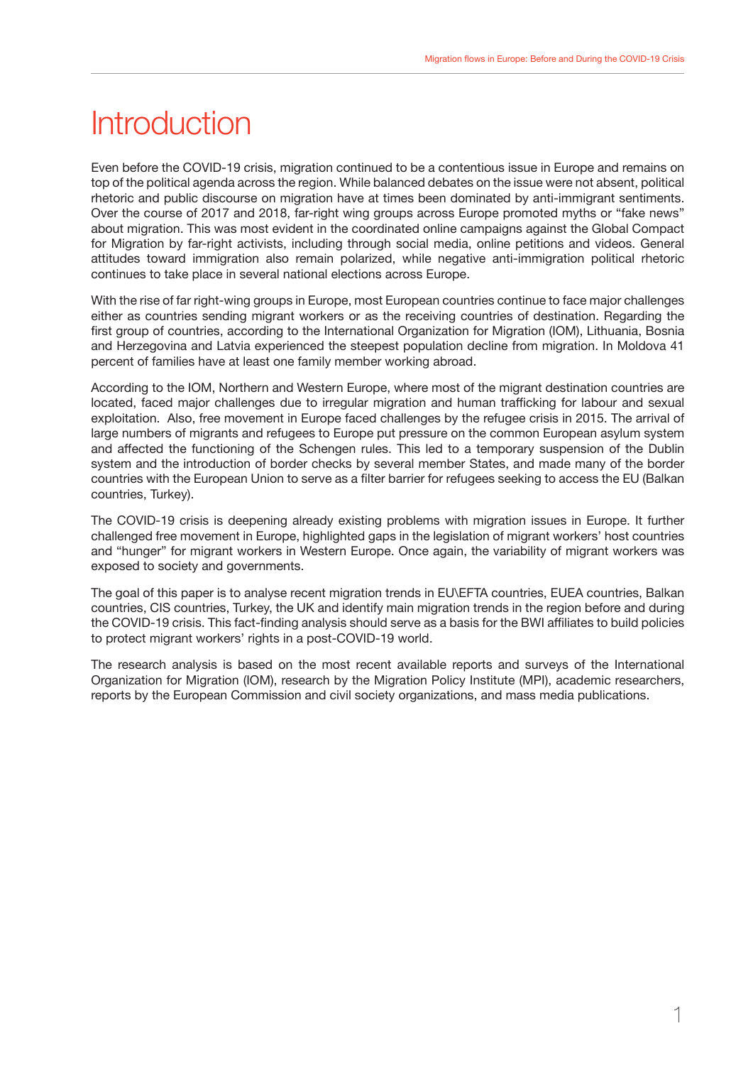# Introduction

Even before the COVID-19 crisis, migration continued to be a contentious issue in Europe and remains on top of the political agenda across the region. While balanced debates on the issue were not absent, political rhetoric and public discourse on migration have at times been dominated by anti-immigrant sentiments. Over the course of 2017 and 2018, far-right wing groups across Europe promoted myths or "fake news" about migration. This was most evident in the coordinated online campaigns against the Global Compact for Migration by far-right activists, including through social media, online petitions and videos. General attitudes toward immigration also remain polarized, while negative anti-immigration political rhetoric continues to take place in several national elections across Europe.

With the rise of far right-wing groups in Europe, most European countries continue to face major challenges either as countries sending migrant workers or as the receiving countries of destination. Regarding the first group of countries, according to the International Organization for Migration (IOM), Lithuania, Bosnia and Herzegovina and Latvia experienced the steepest population decline from migration. In Moldova 41 percent of families have at least one family member working abroad.

According to the IOM, Northern and Western Europe, where most of the migrant destination countries are located, faced major challenges due to irregular migration and human trafficking for labour and sexual exploitation. Also, free movement in Europe faced challenges by the refugee crisis in 2015. The arrival of large numbers of migrants and refugees to Europe put pressure on the common European asylum system and affected the functioning of the Schengen rules. This led to a temporary suspension of the Dublin system and the introduction of border checks by several member States, and made many of the border countries with the European Union to serve as a filter barrier for refugees seeking to access the EU (Balkan countries, Turkey).

The COVID-19 crisis is deepening already existing problems with migration issues in Europe. It further challenged free movement in Europe, highlighted gaps in the legislation of migrant workers' host countries and "hunger" for migrant workers in Western Europe. Once again, the variability of migrant workers was exposed to society and governments.

The goal of this paper is to analyse recent migration trends in EU\EFTA countries, EUEA countries, Balkan countries, CIS countries, Turkey, the UK and identify main migration trends in the region before and during the COVID-19 crisis. This fact-finding analysis should serve as a basis for the BWI affiliates to build policies to protect migrant workers' rights in a post-COVID-19 world.

The research analysis is based on the most recent available reports and surveys of the International Organization for Migration (IOM), research by the Migration Policy Institute (MPI), academic researchers, reports by the European Commission and civil society organizations, and mass media publications.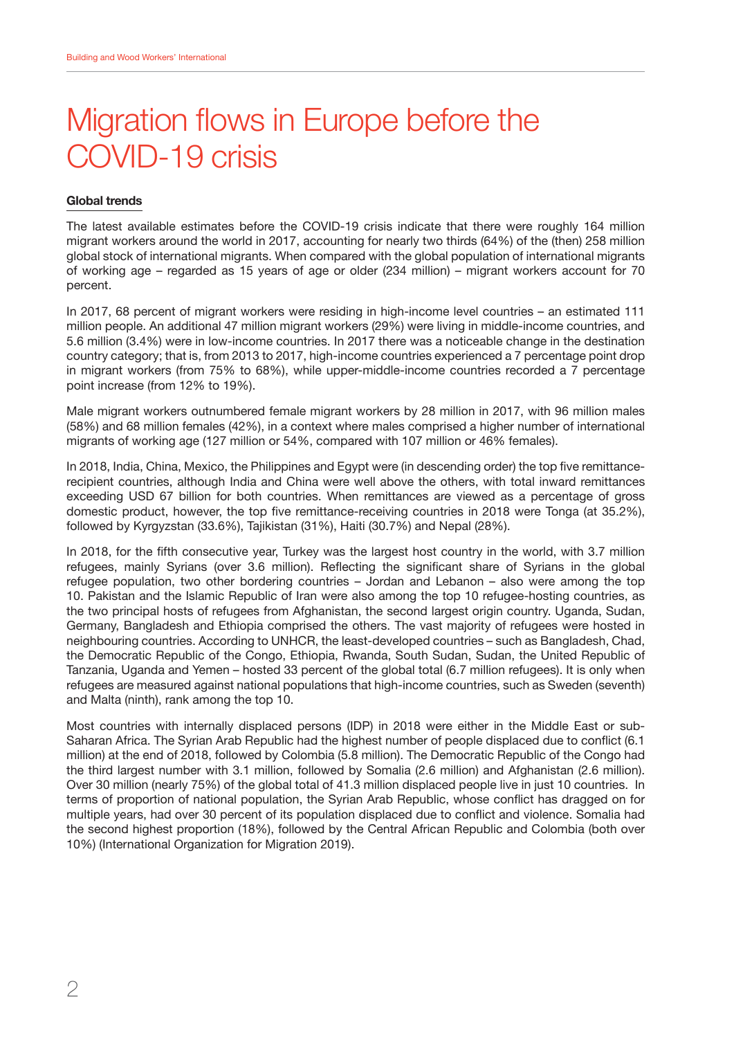# Migration flows in Europe before the COVID-19 crisis

## Global trends

The latest available estimates before the COVID-19 crisis indicate that there were roughly 164 million migrant workers around the world in 2017, accounting for nearly two thirds (64%) of the (then) 258 million global stock of international migrants. When compared with the global population of international migrants of working age – regarded as 15 years of age or older (234 million) – migrant workers account for 70 percent.

In 2017, 68 percent of migrant workers were residing in high-income level countries – an estimated 111 million people. An additional 47 million migrant workers (29%) were living in middle-income countries, and 5.6 million (3.4%) were in low-income countries. In 2017 there was a noticeable change in the destination country category; that is, from 2013 to 2017, high-income countries experienced a 7 percentage point drop in migrant workers (from 75% to 68%), while upper-middle-income countries recorded a 7 percentage point increase (from 12% to 19%).

Male migrant workers outnumbered female migrant workers by 28 million in 2017, with 96 million males (58%) and 68 million females (42%), in a context where males comprised a higher number of international migrants of working age (127 million or 54%, compared with 107 million or 46% females).

In 2018, India, China, Mexico, the Philippines and Egypt were (in descending order) the top five remittance-recipient countries, although India and China were well above the others, with total inward remittances exceeding USD 67 billion for both countries. When remittances are viewed as a percentage of gross domestic product, however, the top five remittance-receiving countries in 2018 were Tonga (at 35.2%), followed by Kyrgyzstan (33.6%), Tajikistan (31%), Haiti (30.7%) and Nepal (28%).

In 2018, for the fifth consecutive year, Turkey was the largest host country in the world, with 3.7 million refugees, mainly Syrians (over 3.6 million). Reflecting the significant share of Syrians in the global refugee population, two other bordering countries – Jordan and Lebanon – also were among the top 10. Pakistan and the Islamic Republic of Iran were also among the top 10 refugee-hosting countries, as the two principal hosts of refugees from Afghanistan, the second largest origin country. Uganda, Sudan, Germany, Bangladesh and Ethiopia comprised the others. The vast majority of refugees were hosted in neighbouring countries. According to UNHCR, the least-developed countries – such as Bangladesh, Chad, the Democratic Republic of the Congo, Ethiopia, Rwanda, South Sudan, Sudan, the United Republic of Tanzania, Uganda and Yemen – hosted 33 percent of the global total (6.7 million refugees). It is only when refugees are measured against national populations that high-income countries, such as Sweden (seventh) and Malta (ninth), rank among the top 10.

Most countries with internally displaced persons (IDP) in 2018 were either in the Middle East or sub-Saharan Africa. The Syrian Arab Republic had the highest number of people displaced due to conflict (6.1 million) at the end of 2018, followed by Colombia (5.8 million). The Democratic Republic of the Congo had the third largest number with 3.1 million, followed by Somalia (2.6 million) and Afghanistan (2.6 million). Over 30 million (nearly 75%) of the global total of 41.3 million displaced people live in just 10 countries. In terms of proportion of national population, the Syrian Arab Republic, whose conflict has dragged on for multiple years, had over 30 percent of its population displaced due to conflict and violence. Somalia had the second highest proportion (18%), followed by the Central African Republic and Colombia (both over 10%) (International Organization for Migration 2019).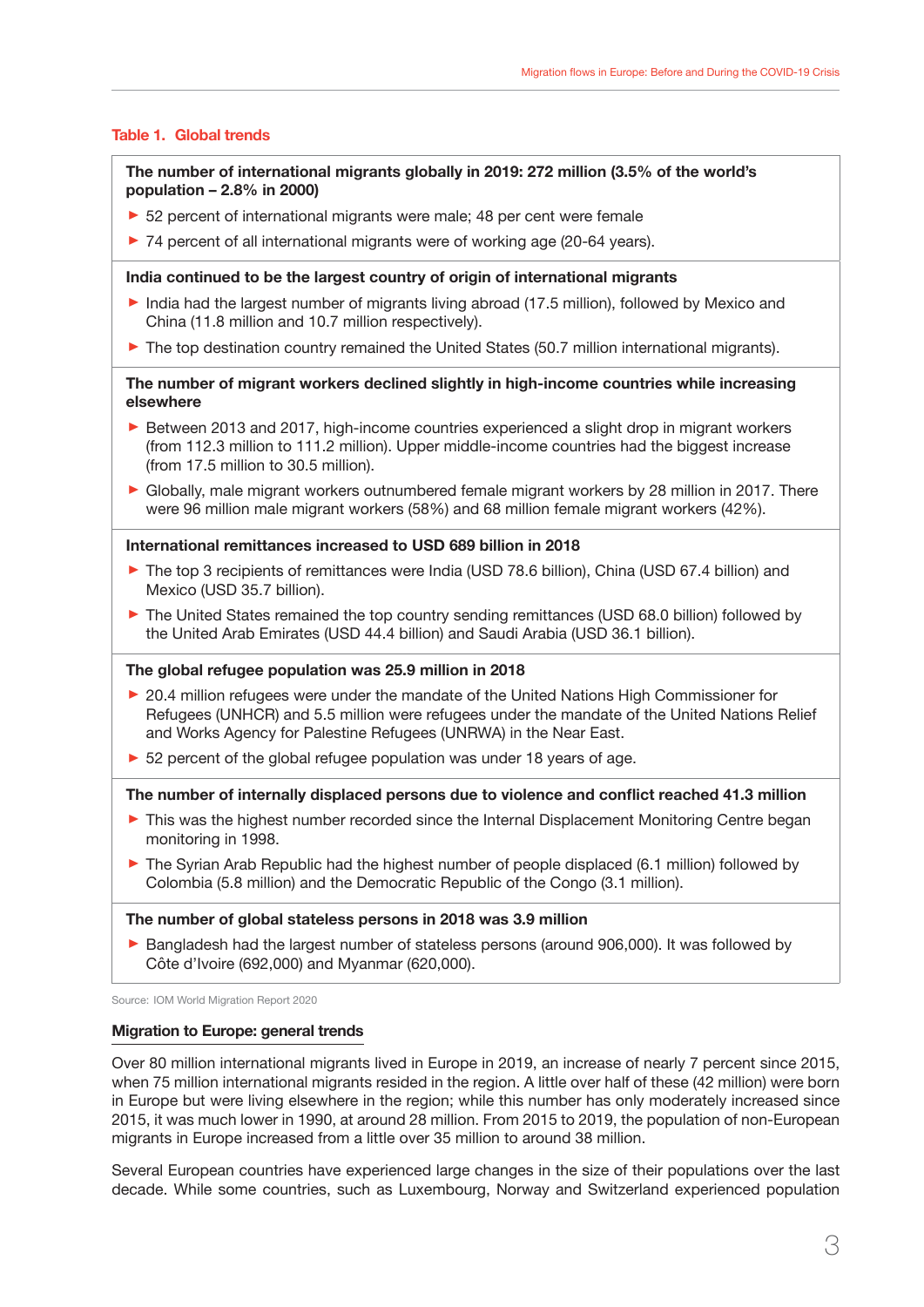**Table 1. Global trends**

**The number of international migrants globally in 2019: 272 million (3.5% of the world's population – 2.8% in 2000)**

- 52 percent of international migrants were male; 48 per cent were female
- 74 percent of all international migrants were of working age (20-64 years).

**India continued to be the largest country of origin of international migrants**

- India had the largest number of migrants living abroad (17.5 million), followed by Mexico and China (11.8 million and 10.7 million respectively).
- The top destination country remained the United States (50.7 million international migrants).

**The number of migrant workers declined slightly in high-income countries while increasing elsewhere**

- Between 2013 and 2017, high-income countries experienced a slight drop in migrant workers (from 112.3 million to 111.2 million). Upper middle-income countries had the biggest increase (from 17.5 million to 30.5 million).
- Globally, male migrant workers outnumbered female migrant workers by 28 million in 2017. There were 96 million male migrant workers (58%) and 68 million female migrant workers (42%).

**International remittances increased to USD 689 billion in 2018**

- The top 3 recipients of remittances were India (USD 78.6 billion), China (USD 67.4 billion) and Mexico (USD 35.7 billion).
- The United States remained the top country sending remittances (USD 68.0 billion) followed by the United Arab Emirates (USD 44.4 billion) and Saudi Arabia (USD 36.1 billion).

**The global refugee population was 25.9 million in 2018**

- 20.4 million refugees were under the mandate of the United Nations High Commissioner for Refugees (UNHCR) and 5.5 million were refugees under the mandate of the United Nations Relief and Works Agency for Palestine Refugees (UNRWA) in the Near East.
- 52 percent of the global refugee population was under 18 years of age.

**The number of internally displaced persons due to violence and conflict reached 41.3 million**

- This was the highest number recorded since the Internal Displacement Monitoring Centre began monitoring in 1998.
- The Syrian Arab Republic had the highest number of people displaced (6.1 million) followed by Colombia (5.8 million) and the Democratic Republic of the Congo (3.1 million).

**The number of global stateless persons in 2018 was 3.9 million**

- Bangladesh had the largest number of stateless persons (around 906,000). It was followed by Côte d'Ivoire (692,000) and Myanmar (620,000).

Source: IOM World Migration Report 2020

## Migration to Europe: general trends

Over 80 million international migrants lived in Europe in 2019, an increase of nearly 7 percent since 2015, when 75 million international migrants resided in the region. A little over half of these (42 million) were born in Europe but were living elsewhere in the region; while this number has only moderately increased since 2015, it was much lower in 1990, at around 28 million. From 2015 to 2019, the population of non-European migrants in Europe increased from a little over 35 million to around 38 million.

Several European countries have experienced large changes in the size of their populations over the last decade. While some countries, such as Luxembourg, Norway and Switzerland experienced population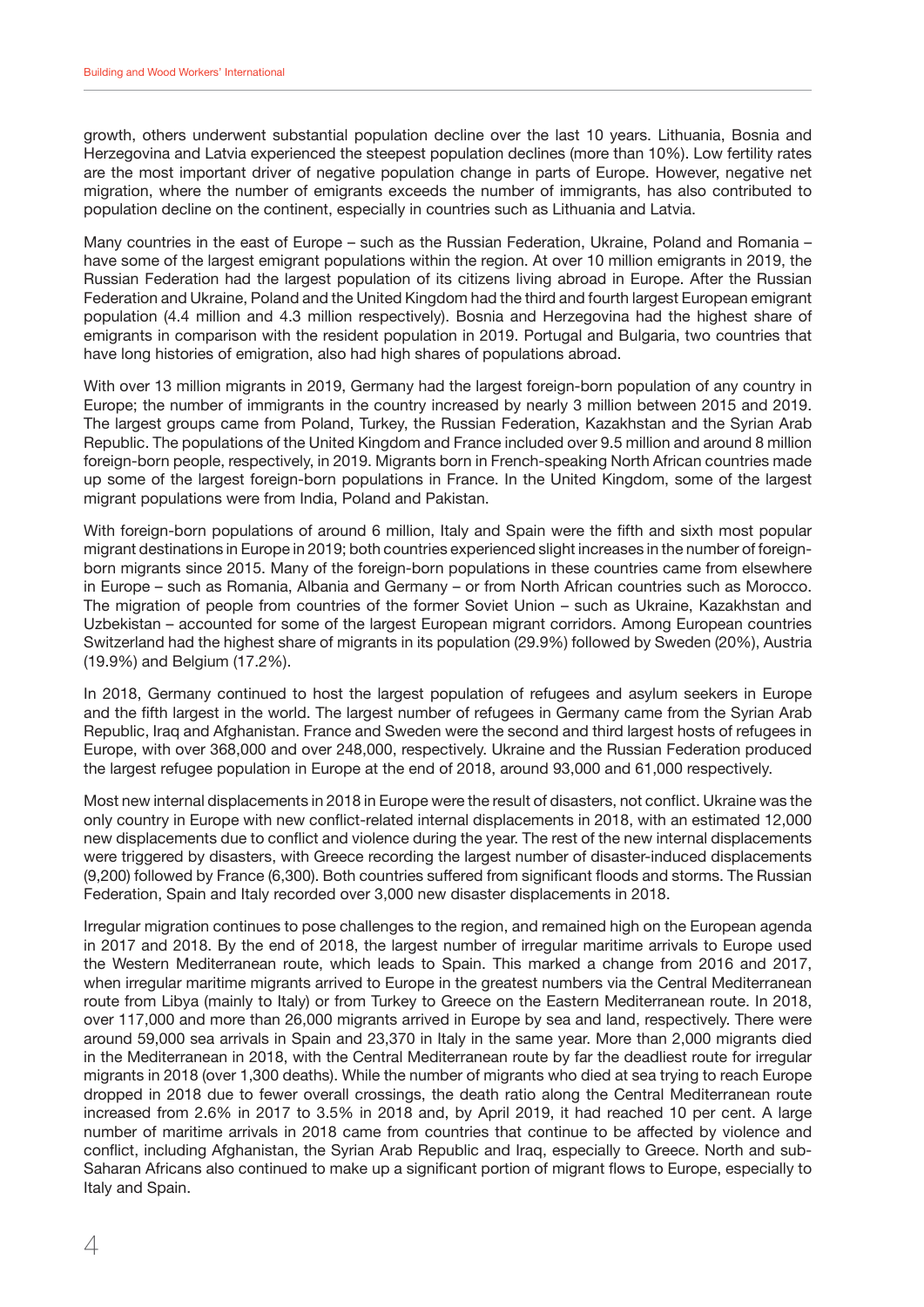growth, others underwent substantial population decline over the last 10 years. Lithuania, Bosnia and Herzegovina and Latvia experienced the steepest population declines (more than 10%). Low fertility rates are the most important driver of negative population change in parts of Europe. However, negative net migration, where the number of emigrants exceeds the number of immigrants, has also contributed to population decline on the continent, especially in countries such as Lithuania and Latvia.

Many countries in the east of Europe – such as the Russian Federation, Ukraine, Poland and Romania – have some of the largest emigrant populations within the region. At over 10 million emigrants in 2019, the Russian Federation had the largest population of its citizens living abroad in Europe. After the Russian Federation and Ukraine, Poland and the United Kingdom had the third and fourth largest European emigrant population (4.4 million and 4.3 million respectively). Bosnia and Herzegovina had the highest share of emigrants in comparison with the resident population in 2019. Portugal and Bulgaria, two countries that have long histories of emigration, also had high shares of populations abroad.

With over 13 million migrants in 2019, Germany had the largest foreign-born population of any country in Europe; the number of immigrants in the country increased by nearly 3 million between 2015 and 2019. The largest groups came from Poland, Turkey, the Russian Federation, Kazakhstan and the Syrian Arab Republic. The populations of the United Kingdom and France included over 9.5 million and around 8 million foreign-born people, respectively, in 2019. Migrants born in French-speaking North African countries made up some of the largest foreign-born populations in France. In the United Kingdom, some of the largest migrant populations were from India, Poland and Pakistan.

With foreign-born populations of around 6 million, Italy and Spain were the fifth and sixth most popular migrant destinations in Europe in 2019; both countries experienced slight increases in the number of foreign-born migrants since 2015. Many of the foreign-born populations in these countries came from elsewhere in Europe – such as Romania, Albania and Germany – or from North African countries such as Morocco. The migration of people from countries of the former Soviet Union – such as Ukraine, Kazakhstan and Uzbekistan – accounted for some of the largest European migrant corridors. Among European countries Switzerland had the highest share of migrants in its population (29.9%) followed by Sweden (20%), Austria (19.9%) and Belgium (17.2%).

In 2018, Germany continued to host the largest population of refugees and asylum seekers in Europe and the fifth largest in the world. The largest number of refugees in Germany came from the Syrian Arab Republic, Iraq and Afghanistan. France and Sweden were the second and third largest hosts of refugees in Europe, with over 368,000 and over 248,000, respectively. Ukraine and the Russian Federation produced the largest refugee population in Europe at the end of 2018, around 93,000 and 61,000 respectively.

Most new internal displacements in 2018 in Europe were the result of disasters, not conflict. Ukraine was the only country in Europe with new conflict-related internal displacements in 2018, with an estimated 12,000 new displacements due to conflict and violence during the year. The rest of the new internal displacements were triggered by disasters, with Greece recording the largest number of disaster-induced displacements (9,200) followed by France (6,300). Both countries suffered from significant floods and storms. The Russian Federation, Spain and Italy recorded over 3,000 new disaster displacements in 2018.

Irregular migration continues to pose challenges to the region, and remained high on the European agenda in 2017 and 2018. By the end of 2018, the largest number of irregular maritime arrivals to Europe used the Western Mediterranean route, which leads to Spain. This marked a change from 2016 and 2017, when irregular maritime migrants arrived to Europe in the greatest numbers via the Central Mediterranean route from Libya (mainly to Italy) or from Turkey to Greece on the Eastern Mediterranean route. In 2018, over 117,000 and more than 26,000 migrants arrived in Europe by sea and land, respectively. There were around 59,000 sea arrivals in Spain and 23,370 in Italy in the same year. More than 2,000 migrants died in the Mediterranean in 2018, with the Central Mediterranean route by far the deadliest route for irregular migrants in 2018 (over 1,300 deaths). While the number of migrants who died at sea trying to reach Europe dropped in 2018 due to fewer overall crossings, the death ratio along the Central Mediterranean route increased from 2.6% in 2017 to 3.5% in 2018 and, by April 2019, it had reached 10 per cent. A large number of maritime arrivals in 2018 came from countries that continue to be affected by violence and conflict, including Afghanistan, the Syrian Arab Republic and Iraq, especially to Greece. North and sub-Saharan Africans also continued to make up a significant portion of migrant flows to Europe, especially to Italy and Spain.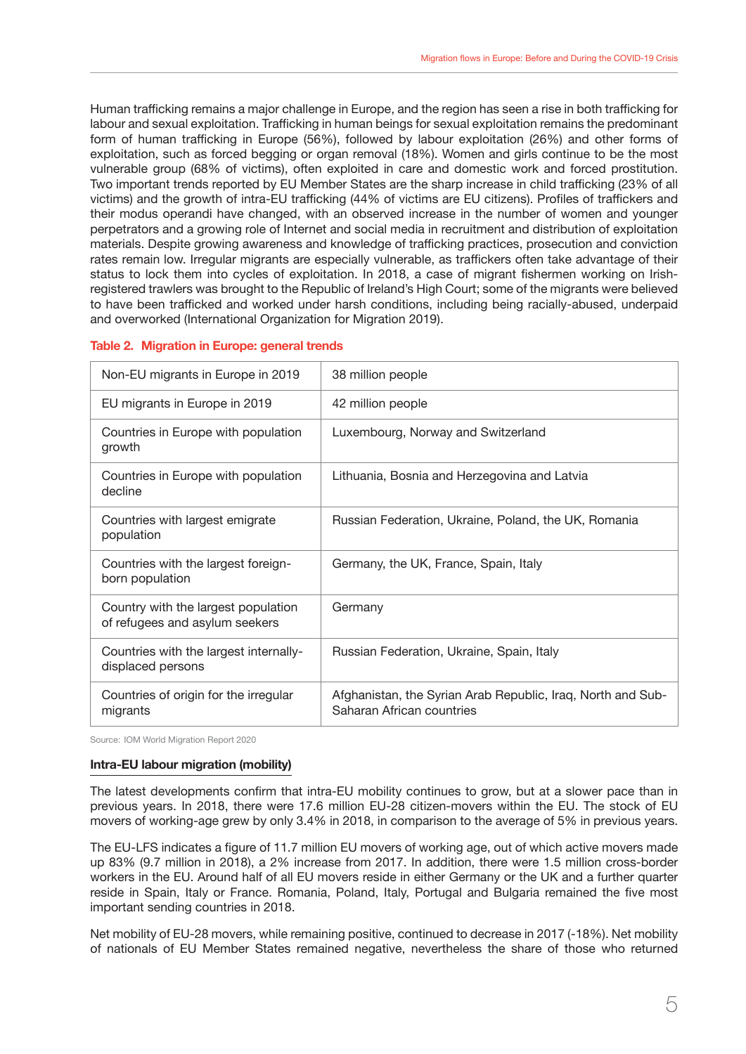Human trafficking remains a major challenge in Europe, and the region has seen a rise in both trafficking for labour and sexual exploitation. Trafficking in human beings for sexual exploitation remains the predominant form of human trafficking in Europe (56%), followed by labour exploitation (26%) and other forms of exploitation, such as forced begging or organ removal (18%). Women and girls continue to be the most vulnerable group (68% of victims), often exploited in care and domestic work and forced prostitution. Two important trends reported by EU Member States are the sharp increase in child trafficking (23% of all victims) and the growth of intra-EU trafficking (44% of victims are EU citizens). Profiles of traffickers and their modus operandi have changed, with an observed increase in the number of women and younger perpetrators and a growing role of Internet and social media in recruitment and distribution of exploitation materials. Despite growing awareness and knowledge of trafficking practices, prosecution and conviction rates remain low. Irregular migrants are especially vulnerable, as traffickers often take advantage of their status to lock them into cycles of exploitation. In 2018, a case of migrant fishermen working on Irish-registered trawlers was brought to the Republic of Ireland's High Court; some of the migrants were believed to have been trafficked and worked under harsh conditions, including being racially-abused, underpaid and overworked (International Organization for Migration 2019).

**Table 2. Migration in Europe: general trends**

| | |
|---|---|
| Non-EU migrants in Europe in 2019 | 38 million people |
| EU migrants in Europe in 2019 | 42 million people |
| Countries in Europe with population growth | Luxembourg, Norway and Switzerland |
| Countries in Europe with population decline | Lithuania, Bosnia and Herzegovina and Latvia |
| Countries with largest emigrate population | Russian Federation, Ukraine, Poland, the UK, Romania |
| Countries with the largest foreign-born population | Germany, the UK, France, Spain, Italy |
| Country with the largest population of refugees and asylum seekers | Germany |
| Countries with the largest internally-displaced persons | Russian Federation, Ukraine, Spain, Italy |
| Countries of origin for the irregular migrants | Afghanistan, the Syrian Arab Republic, Iraq, North and Sub-Saharan African countries |

Source: IOM World Migration Report 2020

### Intra-EU labour migration (mobility)

The latest developments confirm that intra-EU mobility continues to grow, but at a slower pace than in previous years. In 2018, there were 17.6 million EU-28 citizen-movers within the EU. The stock of EU movers of working-age grew by only 3.4% in 2018, in comparison to the average of 5% in previous years.

The EU-LFS indicates a figure of 11.7 million EU movers of working age, out of which active movers made up 83% (9.7 million in 2018), a 2% increase from 2017. In addition, there were 1.5 million cross-border workers in the EU. Around half of all EU movers reside in either Germany or the UK and a further quarter reside in Spain, Italy or France. Romania, Poland, Italy, Portugal and Bulgaria remained the five most important sending countries in 2018.

Net mobility of EU-28 movers, while remaining positive, continued to decrease in 2017 (-18%). Net mobility of nationals of EU Member States remained negative, nevertheless the share of those who returned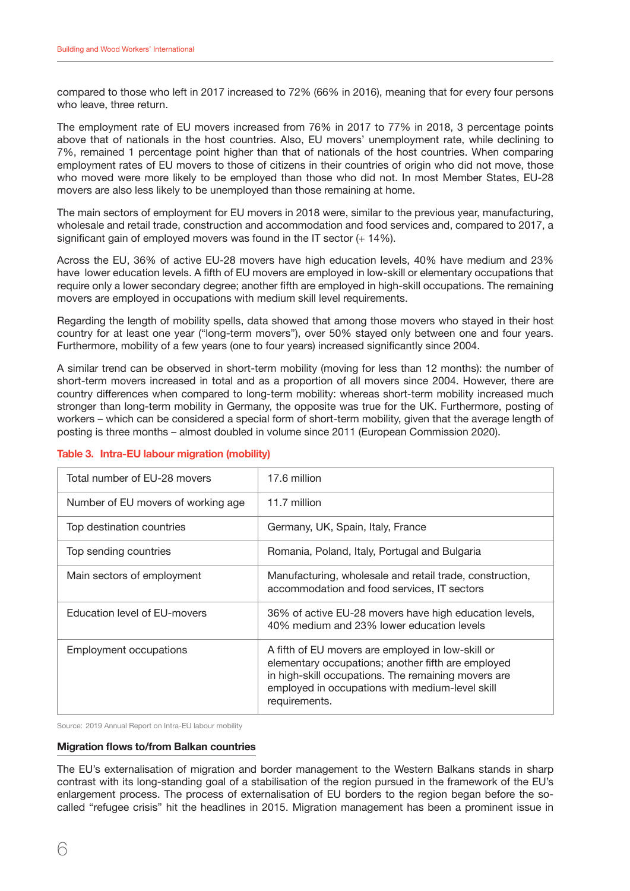compared to those who left in 2017 increased to 72% (66% in 2016), meaning that for every four persons who leave, three return.

The employment rate of EU movers increased from 76% in 2017 to 77% in 2018, 3 percentage points above that of nationals in the host countries. Also, EU movers' unemployment rate, while declining to 7%, remained 1 percentage point higher than that of nationals of the host countries. When comparing employment rates of EU movers to those of citizens in their countries of origin who did not move, those who moved were more likely to be employed than those who did not. In most Member States, EU-28 movers are also less likely to be unemployed than those remaining at home.

The main sectors of employment for EU movers in 2018 were, similar to the previous year, manufacturing, wholesale and retail trade, construction and accommodation and food services and, compared to 2017, a significant gain of employed movers was found in the IT sector (+ 14%).

Across the EU, 36% of active EU-28 movers have high education levels, 40% have medium and 23% have lower education levels. A fifth of EU movers are employed in low-skill or elementary occupations that require only a lower secondary degree; another fifth are employed in high-skill occupations. The remaining movers are employed in occupations with medium skill level requirements.

Regarding the length of mobility spells, data showed that among those movers who stayed in their host country for at least one year ("long-term movers"), over 50% stayed only between one and four years. Furthermore, mobility of a few years (one to four years) increased significantly since 2004.

A similar trend can be observed in short-term mobility (moving for less than 12 months): the number of short-term movers increased in total and as a proportion of all movers since 2004. However, there are country differences when compared to long-term mobility: whereas short-term mobility increased much stronger than long-term mobility in Germany, the opposite was true for the UK. Furthermore, posting of workers – which can be considered a special form of short-term mobility, given that the average length of posting is three months – almost doubled in volume since 2011 (European Commission 2020).

**Table 3. Intra-EU labour migration (mobility)**

| | |
|---|---|
| Total number of EU-28 movers | 17.6 million |
| Number of EU movers of working age | 11.7 million |
| Top destination countries | Germany, UK, Spain, Italy, France |
| Top sending countries | Romania, Poland, Italy, Portugal and Bulgaria |
| Main sectors of employment | Manufacturing, wholesale and retail trade, construction, accommodation and food services, IT sectors |
| Education level of EU-movers | 36% of active EU-28 movers have high education levels, 40% medium and 23% lower education levels |
| Employment occupations | A fifth of EU movers are employed in low-skill or elementary occupations; another fifth are employed in high-skill occupations. The remaining movers are employed in occupations with medium-level skill requirements. |

Source: 2019 Annual Report on Intra-EU labour mobility

### Migration flows to/from Balkan countries

The EU's externalisation of migration and border management to the Western Balkans stands in sharp contrast with its long-standing goal of a stabilisation of the region pursued in the framework of the EU's enlargement process. The process of externalisation of EU borders to the region began before the so-called "refugee crisis" hit the headlines in 2015. Migration management has been a prominent issue in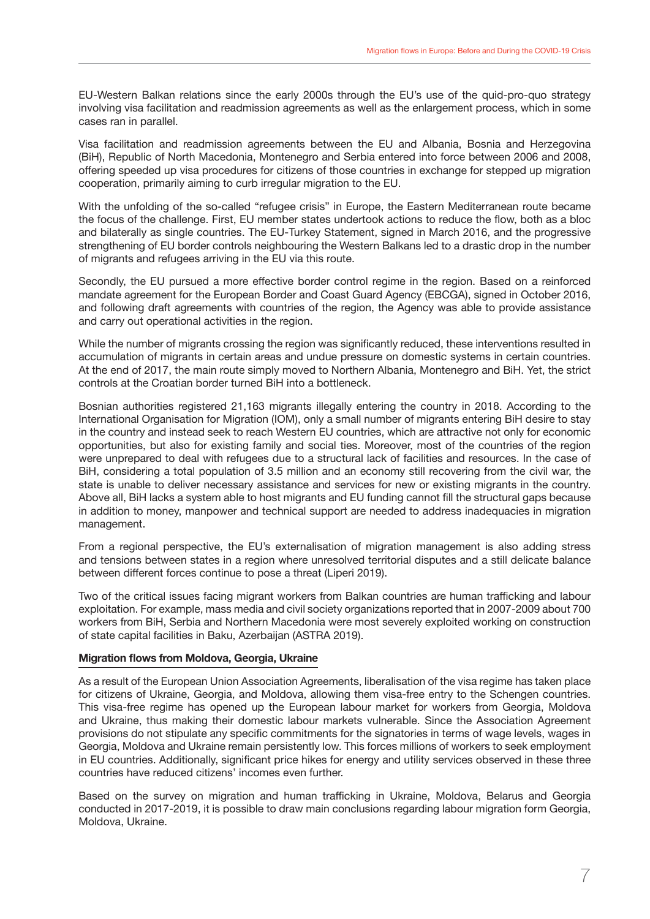EU-Western Balkan relations since the early 2000s through the EU's use of the quid-pro-quo strategy involving visa facilitation and readmission agreements as well as the enlargement process, which in some cases ran in parallel.

Visa facilitation and readmission agreements between the EU and Albania, Bosnia and Herzegovina (BiH), Republic of North Macedonia, Montenegro and Serbia entered into force between 2006 and 2008, offering speeded up visa procedures for citizens of those countries in exchange for stepped up migration cooperation, primarily aiming to curb irregular migration to the EU.

With the unfolding of the so-called "refugee crisis" in Europe, the Eastern Mediterranean route became the focus of the challenge. First, EU member states undertook actions to reduce the flow, both as a bloc and bilaterally as single countries. The EU-Turkey Statement, signed in March 2016, and the progressive strengthening of EU border controls neighbouring the Western Balkans led to a drastic drop in the number of migrants and refugees arriving in the EU via this route.

Secondly, the EU pursued a more effective border control regime in the region. Based on a reinforced mandate agreement for the European Border and Coast Guard Agency (EBCGA), signed in October 2016, and following draft agreements with countries of the region, the Agency was able to provide assistance and carry out operational activities in the region.

While the number of migrants crossing the region was significantly reduced, these interventions resulted in accumulation of migrants in certain areas and undue pressure on domestic systems in certain countries. At the end of 2017, the main route simply moved to Northern Albania, Montenegro and BiH. Yet, the strict controls at the Croatian border turned BiH into a bottleneck.

Bosnian authorities registered 21,163 migrants illegally entering the country in 2018. According to the International Organisation for Migration (IOM), only a small number of migrants entering BiH desire to stay in the country and instead seek to reach Western EU countries, which are attractive not only for economic opportunities, but also for existing family and social ties. Moreover, most of the countries of the region were unprepared to deal with refugees due to a structural lack of facilities and resources. In the case of BiH, considering a total population of 3.5 million and an economy still recovering from the civil war, the state is unable to deliver necessary assistance and services for new or existing migrants in the country. Above all, BiH lacks a system able to host migrants and EU funding cannot fill the structural gaps because in addition to money, manpower and technical support are needed to address inadequacies in migration management.

From a regional perspective, the EU's externalisation of migration management is also adding stress and tensions between states in a region where unresolved territorial disputes and a still delicate balance between different forces continue to pose a threat (Liperi 2019).

Two of the critical issues facing migrant workers from Balkan countries are human trafficking and labour exploitation. For example, mass media and civil society organizations reported that in 2007-2009 about 700 workers from BiH, Serbia and Northern Macedonia were most severely exploited working on construction of state capital facilities in Baku, Azerbaijan (ASTRA 2019).

**Migration flows from Moldova, Georgia, Ukraine**

As a result of the European Union Association Agreements, liberalisation of the visa regime has taken place for citizens of Ukraine, Georgia, and Moldova, allowing them visa-free entry to the Schengen countries. This visa-free regime has opened up the European labour market for workers from Georgia, Moldova and Ukraine, thus making their domestic labour markets vulnerable. Since the Association Agreement provisions do not stipulate any specific commitments for the signatories in terms of wage levels, wages in Georgia, Moldova and Ukraine remain persistently low. This forces millions of workers to seek employment in EU countries. Additionally, significant price hikes for energy and utility services observed in these three countries have reduced citizens' incomes even further.

Based on the survey on migration and human trafficking in Ukraine, Moldova, Belarus and Georgia conducted in 2017-2019, it is possible to draw main conclusions regarding labour migration form Georgia, Moldova, Ukraine.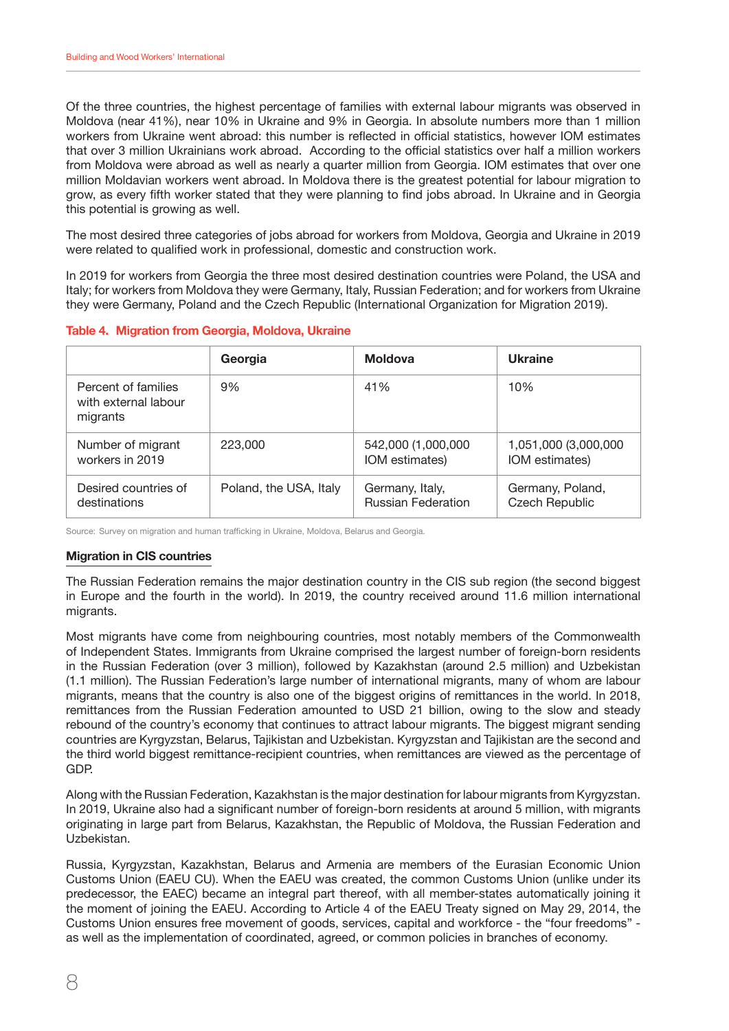Of the three countries, the highest percentage of families with external labour migrants was observed in Moldova (near 41%), near 10% in Ukraine and 9% in Georgia. In absolute numbers more than 1 million workers from Ukraine went abroad: this number is reflected in official statistics, however IOM estimates that over 3 million Ukrainians work abroad. According to the official statistics over half a million workers from Moldova were abroad as well as nearly a quarter million from Georgia. IOM estimates that over one million Moldavian workers went abroad. In Moldova there is the greatest potential for labour migration to grow, as every fifth worker stated that they were planning to find jobs abroad. In Ukraine and in Georgia this potential is growing as well.

The most desired three categories of jobs abroad for workers from Moldova, Georgia and Ukraine in 2019 were related to qualified work in professional, domestic and construction work.

In 2019 for workers from Georgia the three most desired destination countries were Poland, the USA and Italy; for workers from Moldova they were Germany, Italy, Russian Federation; and for workers from Ukraine they were Germany, Poland and the Czech Republic (International Organization for Migration 2019).

**Table 4. Migration from Georgia, Moldova, Ukraine**

| | Georgia | Moldova | Ukraine |
|---|---|---|---|
| Percent of families with external labour migrants | 9% | 41% | 10% |
| Number of migrant workers in 2019 | 223,000 | 542,000 (1,000,000 IOM estimates) | 1,051,000 (3,000,000 IOM estimates) |
| Desired countries of destinations | Poland, the USA, Italy | Germany, Italy, Russian Federation | Germany, Poland, Czech Republic |

Source: Survey on migration and human trafficking in Ukraine, Moldova, Belarus and Georgia.

**Migration in CIS countries**

The Russian Federation remains the major destination country in the CIS sub region (the second biggest in Europe and the fourth in the world). In 2019, the country received around 11.6 million international migrants.

Most migrants have come from neighbouring countries, most notably members of the Commonwealth of Independent States. Immigrants from Ukraine comprised the largest number of foreign-born residents in the Russian Federation (over 3 million), followed by Kazakhstan (around 2.5 million) and Uzbekistan (1.1 million). The Russian Federation's large number of international migrants, many of whom are labour migrants, means that the country is also one of the biggest origins of remittances in the world. In 2018, remittances from the Russian Federation amounted to USD 21 billion, owing to the slow and steady rebound of the country's economy that continues to attract labour migrants. The biggest migrant sending countries are Kyrgyzstan, Belarus, Tajikistan and Uzbekistan. Kyrgyzstan and Tajikistan are the second and the third world biggest remittance-recipient countries, when remittances are viewed as the percentage of GDP.

Along with the Russian Federation, Kazakhstan is the major destination for labour migrants from Kyrgyzstan. In 2019, Ukraine also had a significant number of foreign-born residents at around 5 million, with migrants originating in large part from Belarus, Kazakhstan, the Republic of Moldova, the Russian Federation and Uzbekistan.

Russia, Kyrgyzstan, Kazakhstan, Belarus and Armenia are members of the Eurasian Economic Union Customs Union (EAEU CU). When the EAEU was created, the common Customs Union (unlike under its predecessor, the EAEC) became an integral part thereof, with all member-states automatically joining it the moment of joining the EAEU. According to Article 4 of the EAEU Treaty signed on May 29, 2014, the Customs Union ensures free movement of goods, services, capital and workforce - the "four freedoms" - as well as the implementation of coordinated, agreed, or common policies in branches of economy.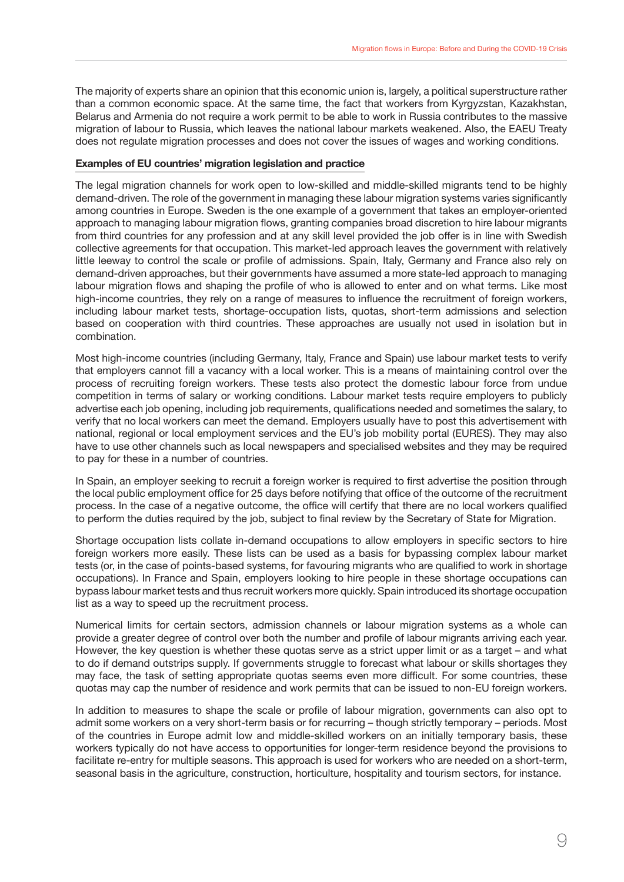The majority of experts share an opinion that this economic union is, largely, a political superstructure rather than a common economic space. At the same time, the fact that workers from Kyrgyzstan, Kazakhstan, Belarus and Armenia do not require a work permit to be able to work in Russia contributes to the massive migration of labour to Russia, which leaves the national labour markets weakened. Also, the EAEU Treaty does not regulate migration processes and does not cover the issues of wages and working conditions.

**Examples of EU countries' migration legislation and practice**

The legal migration channels for work open to low-skilled and middle-skilled migrants tend to be highly demand-driven. The role of the government in managing these labour migration systems varies significantly among countries in Europe. Sweden is the one example of a government that takes an employer-oriented approach to managing labour migration flows, granting companies broad discretion to hire labour migrants from third countries for any profession and at any skill level provided the job offer is in line with Swedish collective agreements for that occupation. This market-led approach leaves the government with relatively little leeway to control the scale or profile of admissions. Spain, Italy, Germany and France also rely on demand-driven approaches, but their governments have assumed a more state-led approach to managing labour migration flows and shaping the profile of who is allowed to enter and on what terms. Like most high-income countries, they rely on a range of measures to influence the recruitment of foreign workers, including labour market tests, shortage-occupation lists, quotas, short-term admissions and selection based on cooperation with third countries. These approaches are usually not used in isolation but in combination.

Most high-income countries (including Germany, Italy, France and Spain) use labour market tests to verify that employers cannot fill a vacancy with a local worker. This is a means of maintaining control over the process of recruiting foreign workers. These tests also protect the domestic labour force from undue competition in terms of salary or working conditions. Labour market tests require employers to publicly advertise each job opening, including job requirements, qualifications needed and sometimes the salary, to verify that no local workers can meet the demand. Employers usually have to post this advertisement with national, regional or local employment services and the EU's job mobility portal (EURES). They may also have to use other channels such as local newspapers and specialised websites and they may be required to pay for these in a number of countries.

In Spain, an employer seeking to recruit a foreign worker is required to first advertise the position through the local public employment office for 25 days before notifying that office of the outcome of the recruitment process. In the case of a negative outcome, the office will certify that there are no local workers qualified to perform the duties required by the job, subject to final review by the Secretary of State for Migration.

Shortage occupation lists collate in-demand occupations to allow employers in specific sectors to hire foreign workers more easily. These lists can be used as a basis for bypassing complex labour market tests (or, in the case of points-based systems, for favouring migrants who are qualified to work in shortage occupations). In France and Spain, employers looking to hire people in these shortage occupations can bypass labour market tests and thus recruit workers more quickly. Spain introduced its shortage occupation list as a way to speed up the recruitment process.

Numerical limits for certain sectors, admission channels or labour migration systems as a whole can provide a greater degree of control over both the number and profile of labour migrants arriving each year. However, the key question is whether these quotas serve as a strict upper limit or as a target – and what to do if demand outstrips supply. If governments struggle to forecast what labour or skills shortages they may face, the task of setting appropriate quotas seems even more difficult. For some countries, these quotas may cap the number of residence and work permits that can be issued to non-EU foreign workers.

In addition to measures to shape the scale or profile of labour migration, governments can also opt to admit some workers on a very short-term basis or for recurring – though strictly temporary – periods. Most of the countries in Europe admit low and middle-skilled workers on an initially temporary basis, these workers typically do not have access to opportunities for longer-term residence beyond the provisions to facilitate re-entry for multiple seasons. This approach is used for workers who are needed on a short-term, seasonal basis in the agriculture, construction, horticulture, hospitality and tourism sectors, for instance.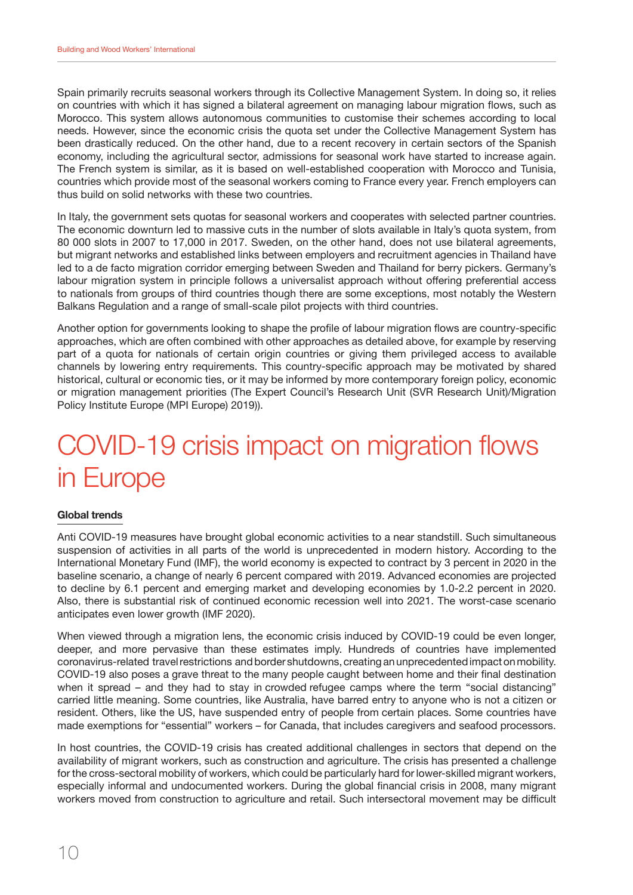Spain primarily recruits seasonal workers through its Collective Management System. In doing so, it relies on countries with which it has signed a bilateral agreement on managing labour migration flows, such as Morocco. This system allows autonomous communities to customise their schemes according to local needs. However, since the economic crisis the quota set under the Collective Management System has been drastically reduced. On the other hand, due to a recent recovery in certain sectors of the Spanish economy, including the agricultural sector, admissions for seasonal work have started to increase again. The French system is similar, as it is based on well-established cooperation with Morocco and Tunisia, countries which provide most of the seasonal workers coming to France every year. French employers can thus build on solid networks with these two countries.

In Italy, the government sets quotas for seasonal workers and cooperates with selected partner countries. The economic downturn led to massive cuts in the number of slots available in Italy's quota system, from 80 000 slots in 2007 to 17,000 in 2017. Sweden, on the other hand, does not use bilateral agreements, but migrant networks and established links between employers and recruitment agencies in Thailand have led to a de facto migration corridor emerging between Sweden and Thailand for berry pickers. Germany's labour migration system in principle follows a universalist approach without offering preferential access to nationals from groups of third countries though there are some exceptions, most notably the Western Balkans Regulation and a range of small-scale pilot projects with third countries.

Another option for governments looking to shape the profile of labour migration flows are country-specific approaches, which are often combined with other approaches as detailed above, for example by reserving part of a quota for nationals of certain origin countries or giving them privileged access to available channels by lowering entry requirements. This country-specific approach may be motivated by shared historical, cultural or economic ties, or it may be informed by more contemporary foreign policy, economic or migration management priorities (The Expert Council's Research Unit (SVR Research Unit)/Migration Policy Institute Europe (MPI Europe) 2019)).

# COVID-19 crisis impact on migration flows in Europe

## Global trends

Anti COVID-19 measures have brought global economic activities to a near standstill. Such simultaneous suspension of activities in all parts of the world is unprecedented in modern history. According to the International Monetary Fund (IMF), the world economy is expected to contract by 3 percent in 2020 in the baseline scenario, a change of nearly 6 percent compared with 2019. Advanced economies are projected to decline by 6.1 percent and emerging market and developing economies by 1.0-2.2 percent in 2020. Also, there is substantial risk of continued economic recession well into 2021. The worst-case scenario anticipates even lower growth (IMF 2020).

When viewed through a migration lens, the economic crisis induced by COVID-19 could be even longer, deeper, and more pervasive than these estimates imply. Hundreds of countries have implemented coronavirus-related travel restrictions and border shutdowns, creating an unprecedented impact on mobility. COVID-19 also poses a grave threat to the many people caught between home and their final destination when it spread – and they had to stay in crowded refugee camps where the term "social distancing" carried little meaning. Some countries, like Australia, have barred entry to anyone who is not a citizen or resident. Others, like the US, have suspended entry of people from certain places. Some countries have made exemptions for "essential" workers – for Canada, that includes caregivers and seafood processors.

In host countries, the COVID-19 crisis has created additional challenges in sectors that depend on the availability of migrant workers, such as construction and agriculture. The crisis has presented a challenge for the cross-sectoral mobility of workers, which could be particularly hard for lower-skilled migrant workers, especially informal and undocumented workers. During the global financial crisis in 2008, many migrant workers moved from construction to agriculture and retail. Such intersectoral movement may be difficult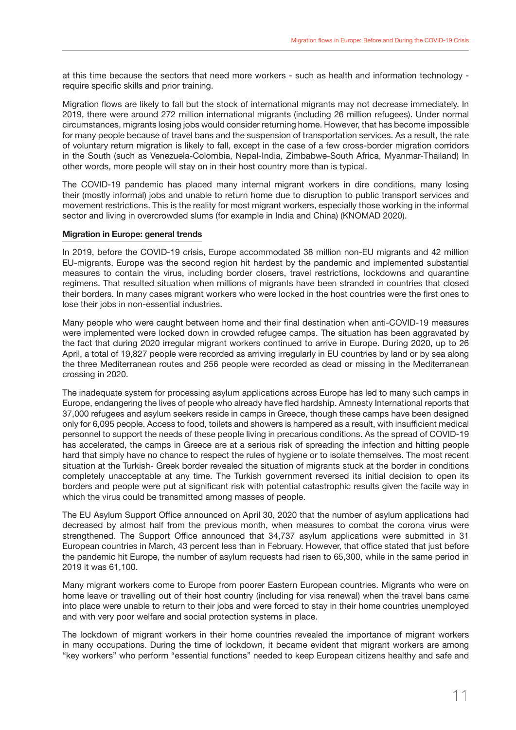at this time because the sectors that need more workers - such as health and information technology - require specific skills and prior training.

Migration flows are likely to fall but the stock of international migrants may not decrease immediately. In 2019, there were around 272 million international migrants (including 26 million refugees). Under normal circumstances, migrants losing jobs would consider returning home. However, that has become impossible for many people because of travel bans and the suspension of transportation services. As a result, the rate of voluntary return migration is likely to fall, except in the case of a few cross-border migration corridors in the South (such as Venezuela-Colombia, Nepal-India, Zimbabwe-South Africa, Myanmar-Thailand) In other words, more people will stay on in their host country more than is typical.

The COVID-19 pandemic has placed many internal migrant workers in dire conditions, many losing their (mostly informal) jobs and unable to return home due to disruption to public transport services and movement restrictions. This is the reality for most migrant workers, especially those working in the informal sector and living in overcrowded slums (for example in India and China) (KNOMAD 2020).

**Migration in Europe: general trends**

In 2019, before the COVID-19 crisis, Europe accommodated 38 million non-EU migrants and 42 million EU-migrants. Europe was the second region hit hardest by the pandemic and implemented substantial measures to contain the virus, including border closers, travel restrictions, lockdowns and quarantine regimens. That resulted situation when millions of migrants have been stranded in countries that closed their borders. In many cases migrant workers who were locked in the host countries were the first ones to lose their jobs in non-essential industries.

Many people who were caught between home and their final destination when anti-COVID-19 measures were implemented were locked down in crowded refugee camps. The situation has been aggravated by the fact that during 2020 irregular migrant workers continued to arrive in Europe. During 2020, up to 26 April, a total of 19,827 people were recorded as arriving irregularly in EU countries by land or by sea along the three Mediterranean routes and 256 people were recorded as dead or missing in the Mediterranean crossing in 2020.

The inadequate system for processing asylum applications across Europe has led to many such camps in Europe, endangering the lives of people who already have fled hardship. Amnesty International reports that 37,000 refugees and asylum seekers reside in camps in Greece, though these camps have been designed only for 6,095 people. Access to food, toilets and showers is hampered as a result, with insufficient medical personnel to support the needs of these people living in precarious conditions. As the spread of COVID-19 has accelerated, the camps in Greece are at a serious risk of spreading the infection and hitting people hard that simply have no chance to respect the rules of hygiene or to isolate themselves. The most recent situation at the Turkish- Greek border revealed the situation of migrants stuck at the border in conditions completely unacceptable at any time. The Turkish government reversed its initial decision to open its borders and people were put at significant risk with potential catastrophic results given the facile way in which the virus could be transmitted among masses of people.

The EU Asylum Support Office announced on April 30, 2020 that the number of asylum applications had decreased by almost half from the previous month, when measures to combat the corona virus were strengthened. The Support Office announced that 34,737 asylum applications were submitted in 31 European countries in March, 43 percent less than in February. However, that office stated that just before the pandemic hit Europe, the number of asylum requests had risen to 65,300, while in the same period in 2019 it was 61,100.

Many migrant workers come to Europe from poorer Eastern European countries. Migrants who were on home leave or travelling out of their host country (including for visa renewal) when the travel bans came into place were unable to return to their jobs and were forced to stay in their home countries unemployed and with very poor welfare and social protection systems in place.

The lockdown of migrant workers in their home countries revealed the importance of migrant workers in many occupations. During the time of lockdown, it became evident that migrant workers are among "key workers" who perform "essential functions" needed to keep European citizens healthy and safe and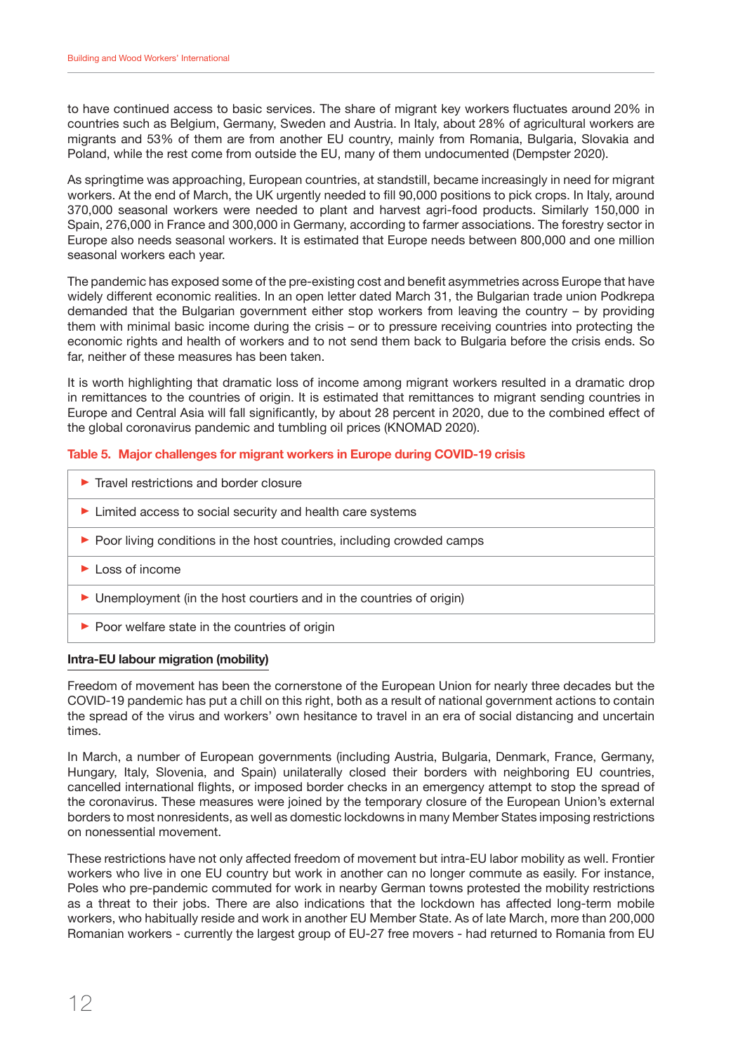to have continued access to basic services. The share of migrant key workers fluctuates around 20% in countries such as Belgium, Germany, Sweden and Austria. In Italy, about 28% of agricultural workers are migrants and 53% of them are from another EU country, mainly from Romania, Bulgaria, Slovakia and Poland, while the rest come from outside the EU, many of them undocumented (Dempster 2020).

As springtime was approaching, European countries, at standstill, became increasingly in need for migrant workers. At the end of March, the UK urgently needed to fill 90,000 positions to pick crops. In Italy, around 370,000 seasonal workers were needed to plant and harvest agri-food products. Similarly 150,000 in Spain, 276,000 in France and 300,000 in Germany, according to farmer associations. The forestry sector in Europe also needs seasonal workers. It is estimated that Europe needs between 800,000 and one million seasonal workers each year.

The pandemic has exposed some of the pre-existing cost and benefit asymmetries across Europe that have widely different economic realities. In an open letter dated March 31, the Bulgarian trade union Podkrepa demanded that the Bulgarian government either stop workers from leaving the country – by providing them with minimal basic income during the crisis – or to pressure receiving countries into protecting the economic rights and health of workers and to not send them back to Bulgaria before the crisis ends. So far, neither of these measures has been taken.

It is worth highlighting that dramatic loss of income among migrant workers resulted in a dramatic drop in remittances to the countries of origin. It is estimated that remittances to migrant sending countries in Europe and Central Asia will fall significantly, by about 28 percent in 2020, due to the combined effect of the global coronavirus pandemic and tumbling oil prices (KNOMAD 2020).

**Table 5. Major challenges for migrant workers in Europe during COVID-19 crisis**

| Major challenges |
|---|
| ▶ Travel restrictions and border closure |
| ▶ Limited access to social security and health care systems |
| ▶ Poor living conditions in the host countries, including crowded camps |
| ▶ Loss of income |
| ▶ Unemployment (in the host courtiers and in the countries of origin) |
| ▶ Poor welfare state in the countries of origin |

**Intra-EU labour migration (mobility)**

Freedom of movement has been the cornerstone of the European Union for nearly three decades but the COVID-19 pandemic has put a chill on this right, both as a result of national government actions to contain the spread of the virus and workers' own hesitance to travel in an era of social distancing and uncertain times.

In March, a number of European governments (including Austria, Bulgaria, Denmark, France, Germany, Hungary, Italy, Slovenia, and Spain) unilaterally closed their borders with neighboring EU countries, cancelled international flights, or imposed border checks in an emergency attempt to stop the spread of the coronavirus. These measures were joined by the temporary closure of the European Union's external borders to most nonresidents, as well as domestic lockdowns in many Member States imposing restrictions on nonessential movement.

These restrictions have not only affected freedom of movement but intra-EU labor mobility as well. Frontier workers who live in one EU country but work in another can no longer commute as easily. For instance, Poles who pre-pandemic commuted for work in nearby German towns protested the mobility restrictions as a threat to their jobs. There are also indications that the lockdown has affected long-term mobile workers, who habitually reside and work in another EU Member State. As of late March, more than 200,000 Romanian workers - currently the largest group of EU-27 free movers - had returned to Romania from EU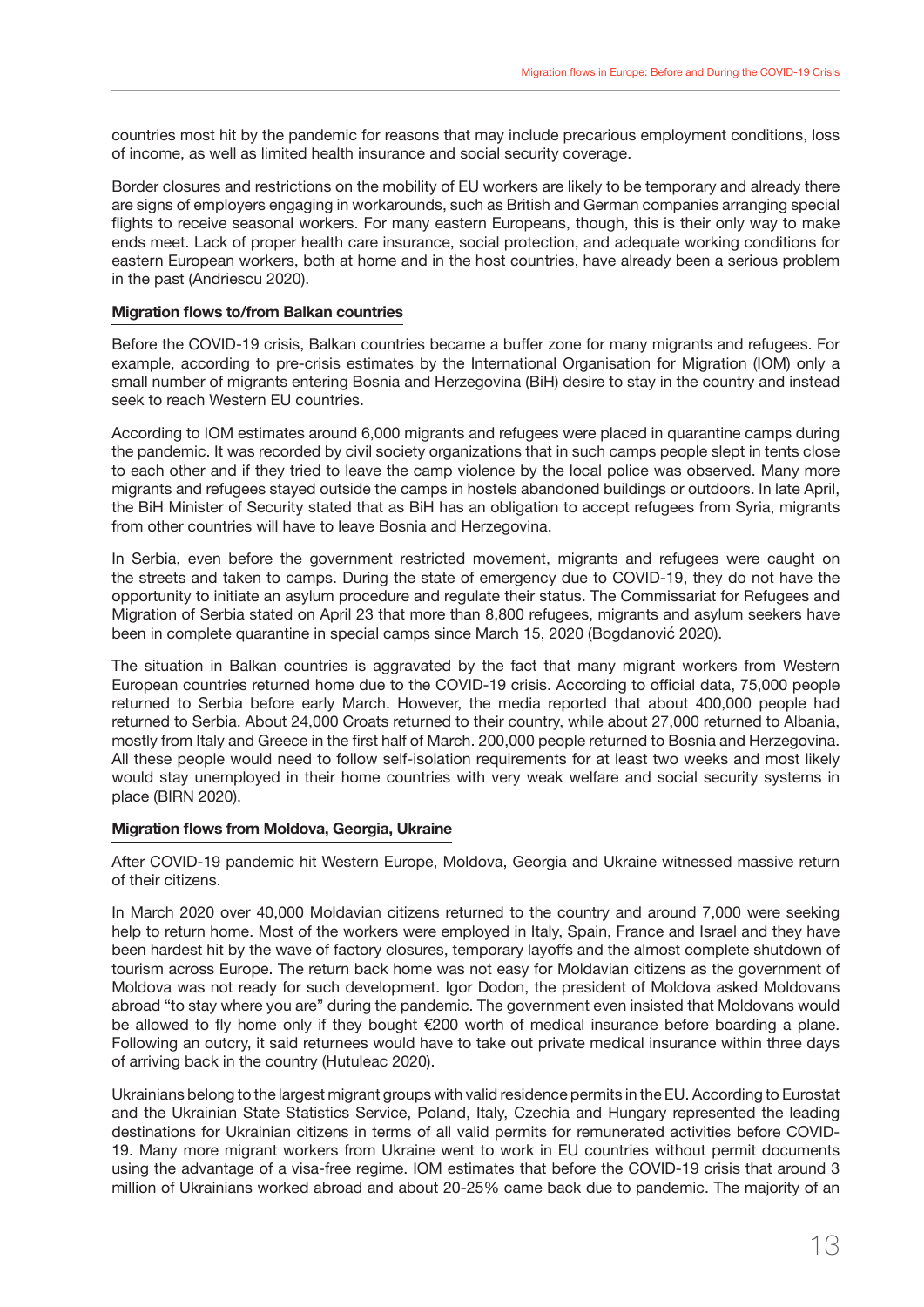countries most hit by the pandemic for reasons that may include precarious employment conditions, loss of income, as well as limited health insurance and social security coverage.

Border closures and restrictions on the mobility of EU workers are likely to be temporary and already there are signs of employers engaging in workarounds, such as British and German companies arranging special flights to receive seasonal workers. For many eastern Europeans, though, this is their only way to make ends meet. Lack of proper health care insurance, social protection, and adequate working conditions for eastern European workers, both at home and in the host countries, have already been a serious problem in the past (Andriescu 2020).

**Migration flows to/from Balkan countries**

Before the COVID-19 crisis, Balkan countries became a buffer zone for many migrants and refugees. For example, according to pre-crisis estimates by the International Organisation for Migration (IOM) only a small number of migrants entering Bosnia and Herzegovina (BiH) desire to stay in the country and instead seek to reach Western EU countries.

According to IOM estimates around 6,000 migrants and refugees were placed in quarantine camps during the pandemic. It was recorded by civil society organizations that in such camps people slept in tents close to each other and if they tried to leave the camp violence by the local police was observed. Many more migrants and refugees stayed outside the camps in hostels abandoned buildings or outdoors. In late April, the BiH Minister of Security stated that as BiH has an obligation to accept refugees from Syria, migrants from other countries will have to leave Bosnia and Herzegovina.

In Serbia, even before the government restricted movement, migrants and refugees were caught on the streets and taken to camps. During the state of emergency due to COVID-19, they do not have the opportunity to initiate an asylum procedure and regulate their status. The Commissariat for Refugees and Migration of Serbia stated on April 23 that more than 8,800 refugees, migrants and asylum seekers have been in complete quarantine in special camps since March 15, 2020 (Bogdanović 2020).

The situation in Balkan countries is aggravated by the fact that many migrant workers from Western European countries returned home due to the COVID-19 crisis. According to official data, 75,000 people returned to Serbia before early March. However, the media reported that about 400,000 people had returned to Serbia. About 24,000 Croats returned to their country, while about 27,000 returned to Albania, mostly from Italy and Greece in the first half of March. 200,000 people returned to Bosnia and Herzegovina. All these people would need to follow self-isolation requirements for at least two weeks and most likely would stay unemployed in their home countries with very weak welfare and social security systems in place (BIRN 2020).

**Migration flows from Moldova, Georgia, Ukraine**

After COVID-19 pandemic hit Western Europe, Moldova, Georgia and Ukraine witnessed massive return of their citizens.

In March 2020 over 40,000 Moldavian citizens returned to the country and around 7,000 were seeking help to return home. Most of the workers were employed in Italy, Spain, France and Israel and they have been hardest hit by the wave of factory closures, temporary layoffs and the almost complete shutdown of tourism across Europe. The return back home was not easy for Moldavian citizens as the government of Moldova was not ready for such development. Igor Dodon, the president of Moldova asked Moldovans abroad "to stay where you are" during the pandemic. The government even insisted that Moldovans would be allowed to fly home only if they bought €200 worth of medical insurance before boarding a plane. Following an outcry, it said returnees would have to take out private medical insurance within three days of arriving back in the country (Hutuleac 2020).

Ukrainians belong to the largest migrant groups with valid residence permits in the EU. According to Eurostat and the Ukrainian State Statistics Service, Poland, Italy, Czechia and Hungary represented the leading destinations for Ukrainian citizens in terms of all valid permits for remunerated activities before COVID-19. Many more migrant workers from Ukraine went to work in EU countries without permit documents using the advantage of a visa-free regime. IOM estimates that before the COVID-19 crisis that around 3 million of Ukrainians worked abroad and about 20-25% came back due to pandemic. The majority of an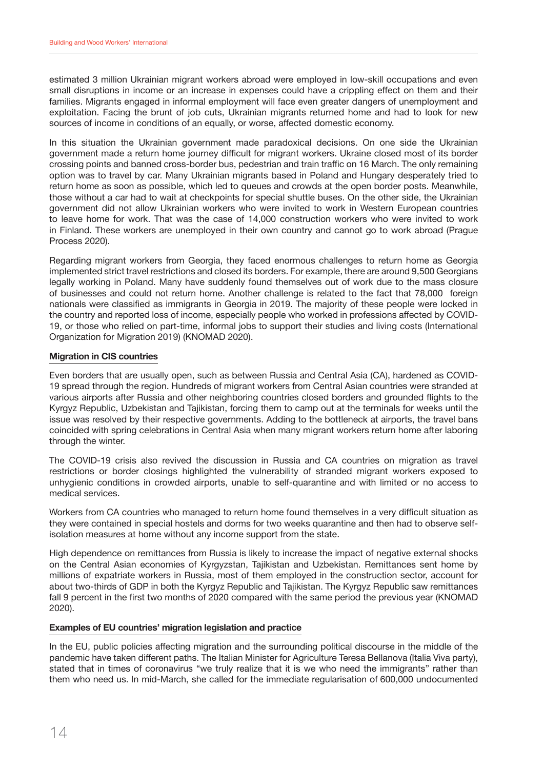estimated 3 million Ukrainian migrant workers abroad were employed in low-skill occupations and even small disruptions in income or an increase in expenses could have a crippling effect on them and their families. Migrants engaged in informal employment will face even greater dangers of unemployment and exploitation. Facing the brunt of job cuts, Ukrainian migrants returned home and had to look for new sources of income in conditions of an equally, or worse, affected domestic economy.

In this situation the Ukrainian government made paradoxical decisions. On one side the Ukrainian government made a return home journey difficult for migrant workers. Ukraine closed most of its border crossing points and banned cross-border bus, pedestrian and train traffic on 16 March. The only remaining option was to travel by car. Many Ukrainian migrants based in Poland and Hungary desperately tried to return home as soon as possible, which led to queues and crowds at the open border posts. Meanwhile, those without a car had to wait at checkpoints for special shuttle buses. On the other side, the Ukrainian government did not allow Ukrainian workers who were invited to work in Western European countries to leave home for work. That was the case of 14,000 construction workers who were invited to work in Finland. These workers are unemployed in their own country and cannot go to work abroad (Prague Process 2020).

Regarding migrant workers from Georgia, they faced enormous challenges to return home as Georgia implemented strict travel restrictions and closed its borders. For example, there are around 9,500 Georgians legally working in Poland. Many have suddenly found themselves out of work due to the mass closure of businesses and could not return home. Another challenge is related to the fact that 78,000 foreign nationals were classified as immigrants in Georgia in 2019. The majority of these people were locked in the country and reported loss of income, especially people who worked in professions affected by COVID-19, or those who relied on part-time, informal jobs to support their studies and living costs (International Organization for Migration 2019) (KNOMAD 2020).

### Migration in CIS countries

Even borders that are usually open, such as between Russia and Central Asia (CA), hardened as COVID-19 spread through the region. Hundreds of migrant workers from Central Asian countries were stranded at various airports after Russia and other neighboring countries closed borders and grounded flights to the Kyrgyz Republic, Uzbekistan and Tajikistan, forcing them to camp out at the terminals for weeks until the issue was resolved by their respective governments. Adding to the bottleneck at airports, the travel bans coincided with spring celebrations in Central Asia when many migrant workers return home after laboring through the winter.

The COVID-19 crisis also revived the discussion in Russia and CA countries on migration as travel restrictions or border closings highlighted the vulnerability of stranded migrant workers exposed to unhygienic conditions in crowded airports, unable to self-quarantine and with limited or no access to medical services.

Workers from CA countries who managed to return home found themselves in a very difficult situation as they were contained in special hostels and dorms for two weeks quarantine and then had to observe self-isolation measures at home without any income support from the state.

High dependence on remittances from Russia is likely to increase the impact of negative external shocks on the Central Asian economies of Kyrgyzstan, Tajikistan and Uzbekistan. Remittances sent home by millions of expatriate workers in Russia, most of them employed in the construction sector, account for about two-thirds of GDP in both the Kyrgyz Republic and Tajikistan. The Kyrgyz Republic saw remittances fall 9 percent in the first two months of 2020 compared with the same period the previous year (KNOMAD 2020).

### Examples of EU countries' migration legislation and practice

In the EU, public policies affecting migration and the surrounding political discourse in the middle of the pandemic have taken different paths. The Italian Minister for Agriculture Teresa Bellanova (Italia Viva party), stated that in times of coronavirus "we truly realize that it is we who need the immigrants" rather than them who need us. In mid-March, she called for the immediate regularisation of 600,000 undocumented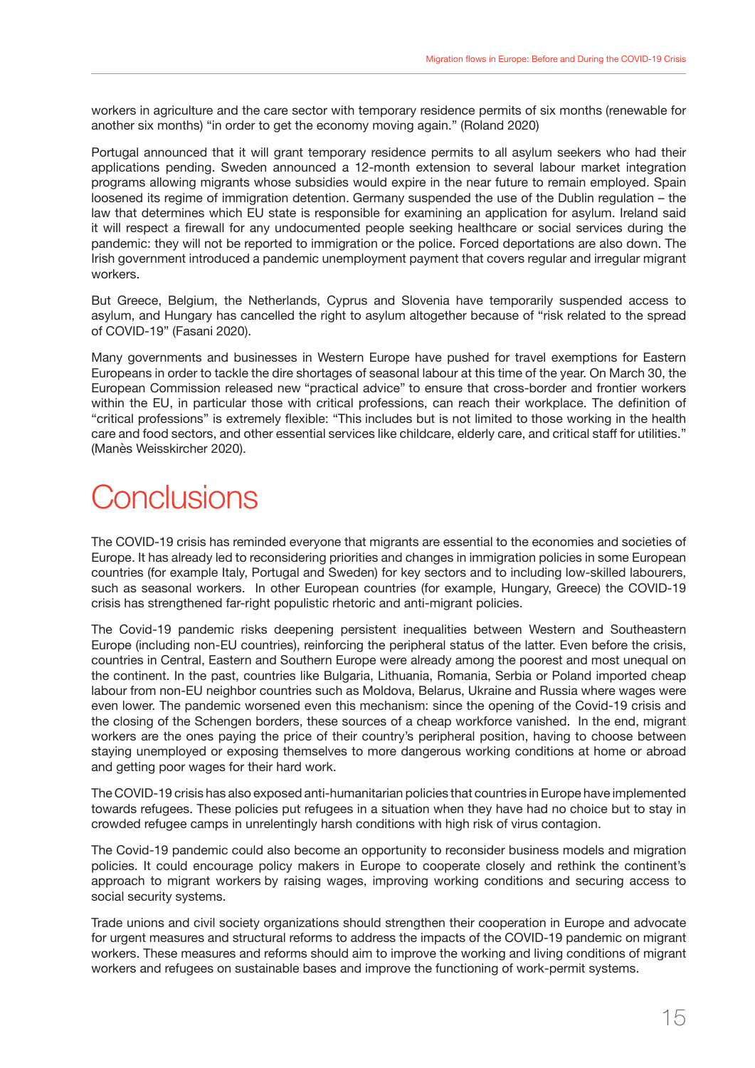workers in agriculture and the care sector with temporary residence permits of six months (renewable for another six months) “in order to get the economy moving again.” (Roland 2020)

Portugal announced that it will grant temporary residence permits to all asylum seekers who had their applications pending. Sweden announced a 12-month extension to several labour market integration programs allowing migrants whose subsidies would expire in the near future to remain employed. Spain loosened its regime of immigration detention. Germany suspended the use of the Dublin regulation – the law that determines which EU state is responsible for examining an application for asylum. Ireland said it will respect a firewall for any undocumented people seeking healthcare or social services during the pandemic: they will not be reported to immigration or the police. Forced deportations are also down. The Irish government introduced a pandemic unemployment payment that covers regular and irregular migrant workers.

But Greece, Belgium, the Netherlands, Cyprus and Slovenia have temporarily suspended access to asylum, and Hungary has cancelled the right to asylum altogether because of “risk related to the spread of COVID-19” (Fasani 2020).

Many governments and businesses in Western Europe have pushed for travel exemptions for Eastern Europeans in order to tackle the dire shortages of seasonal labour at this time of the year. On March 30, the European Commission released new “practical advice” to ensure that cross-border and frontier workers within the EU, in particular those with critical professions, can reach their workplace. The definition of “critical professions” is extremely flexible: “This includes but is not limited to those working in the health care and food sectors, and other essential services like childcare, elderly care, and critical staff for utilities.” (Manès Weisskircher 2020).

# Conclusions

The COVID-19 crisis has reminded everyone that migrants are essential to the economies and societies of Europe. It has already led to reconsidering priorities and changes in immigration policies in some European countries (for example Italy, Portugal and Sweden) for key sectors and to including low-skilled labourers, such as seasonal workers. In other European countries (for example, Hungary, Greece) the COVID-19 crisis has strengthened far-right populistic rhetoric and anti-migrant policies.

The Covid-19 pandemic risks deepening persistent inequalities between Western and Southeastern Europe (including non-EU countries), reinforcing the peripheral status of the latter. Even before the crisis, countries in Central, Eastern and Southern Europe were already among the poorest and most unequal on the continent. In the past, countries like Bulgaria, Lithuania, Romania, Serbia or Poland imported cheap labour from non-EU neighbor countries such as Moldova, Belarus, Ukraine and Russia where wages were even lower. The pandemic worsened even this mechanism: since the opening of the Covid-19 crisis and the closing of the Schengen borders, these sources of a cheap workforce vanished. In the end, migrant workers are the ones paying the price of their country's peripheral position, having to choose between staying unemployed or exposing themselves to more dangerous working conditions at home or abroad and getting poor wages for their hard work.

The COVID-19 crisis has also exposed anti-humanitarian policies that countries in Europe have implemented towards refugees. These policies put refugees in a situation when they have had no choice but to stay in crowded refugee camps in unrelentingly harsh conditions with high risk of virus contagion.

The Covid-19 pandemic could also become an opportunity to reconsider business models and migration policies. It could encourage policy makers in Europe to cooperate closely and rethink the continent's approach to migrant workers by raising wages, improving working conditions and securing access to social security systems.

Trade unions and civil society organizations should strengthen their cooperation in Europe and advocate for urgent measures and structural reforms to address the impacts of the COVID-19 pandemic on migrant workers. These measures and reforms should aim to improve the working and living conditions of migrant workers and refugees on sustainable bases and improve the functioning of work-permit systems.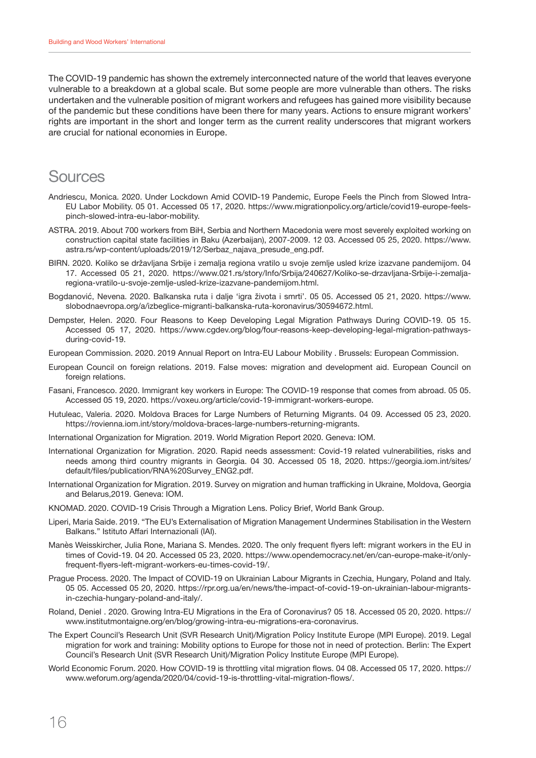The COVID-19 pandemic has shown the extremely interconnected nature of the world that leaves everyone vulnerable to a breakdown at a global scale. But some people are more vulnerable than others. The risks undertaken and the vulnerable position of migrant workers and refugees has gained more visibility because of the pandemic but these conditions have been there for many years. Actions to ensure migrant workers' rights are important in the short and longer term as the current reality underscores that migrant workers are crucial for national economies in Europe.

# Sources

Andriescu, Monica. 2020. Under Lockdown Amid COVID-19 Pandemic, Europe Feels the Pinch from Slowed Intra-EU Labor Mobility. 05 01. Accessed 05 17, 2020. https://www.migrationpolicy.org/article/covid19-europe-feels-pinch-slowed-intra-eu-labor-mobility.

ASTRA. 2019. About 700 workers from BiH, Serbia and Northern Macedonia were most severely exploited working on construction capital state facilities in Baku (Azerbaijan), 2007-2009. 12 03. Accessed 05 25, 2020. https://www.astra.rs/wp-content/uploads/2019/12/Serbaz_najava_presude_eng.pdf.

BIRN. 2020. Koliko se državljana Srbije i zemalja regiona vratilo u svoje zemlje usled krize izazvane pandemijom. 04 17. Accessed 05 21, 2020. https://www.021.rs/story/Info/Srbija/240627/Koliko-se-drzavljana-Srbije-i-zemalja-regiona-vratilo-u-svoje-zemlje-usled-krize-izazvane-pandemijom.html.

Bogdanović, Nevena. 2020. Balkanska ruta i dalje 'igra života i smrti'. 05 05. Accessed 05 21, 2020. https://www.slobodnaevropa.org/a/izbeglice-migranti-balkanska-ruta-koronavirus/30594672.html.

Dempster, Helen. 2020. Four Reasons to Keep Developing Legal Migration Pathways During COVID-19. 05 15. Accessed 05 17, 2020. https://www.cgdev.org/blog/four-reasons-keep-developing-legal-migration-pathways-during-covid-19.

European Commission. 2020. 2019 Annual Report on Intra-EU Labour Mobility . Brussels: European Commission.

European Council on foreign relations. 2019. False moves: migration and development aid. European Council on foreign relations.

Fasani, Francesco. 2020. Immigrant key workers in Europe: The COVID-19 response that comes from abroad. 05 05. Accessed 05 19, 2020. https://voxeu.org/article/covid-19-immigrant-workers-europe.

Hutuleac, Valeria. 2020. Moldova Braces for Large Numbers of Returning Migrants. 04 09. Accessed 05 23, 2020. https://rovienna.iom.int/story/moldova-braces-large-numbers-returning-migrants.

International Organization for Migration. 2019. World Migration Report 2020. Geneva: IOM.

International Organization for Migration. 2020. Rapid needs assessment: Covid-19 related vulnerabilities, risks and needs among third country migrants in Georgia. 04 30. Accessed 05 18, 2020. https://georgia.iom.int/sites/default/files/publication/RNA%20Survey_ENG2.pdf.

International Organization for Migration. 2019. Survey on migration and human trafficking in Ukraine, Moldova, Georgia and Belarus,2019. Geneva: IOM.

KNOMAD. 2020. COVID-19 Crisis Through a Migration Lens. Policy Brief, World Bank Group.

Liperi, Maria Saide. 2019. "The EU's Externalisation of Migration Management Undermines Stabilisation in the Western Balkans." Istituto Affari Internazionali (IAI).

Manès Weisskircher, Julia Rone, Mariana S. Mendes. 2020. The only frequent flyers left: migrant workers in the EU in times of Covid-19. 04 20. Accessed 05 23, 2020. https://www.opendemocracy.net/en/can-europe-make-it/only-frequent-flyers-left-migrant-workers-eu-times-covid-19/.

Prague Process. 2020. The Impact of COVID-19 on Ukrainian Labour Migrants in Czechia, Hungary, Poland and Italy. 05 05. Accessed 05 20, 2020. https://rpr.org.ua/en/news/the-impact-of-covid-19-on-ukrainian-labour-migrants-in-czechia-hungary-poland-and-italy/.

Roland, Deniel . 2020. Growing Intra-EU Migrations in the Era of Coronavirus? 05 18. Accessed 05 20, 2020. https://www.institutmontaigne.org/en/blog/growing-intra-eu-migrations-era-coronavirus.

The Expert Council's Research Unit (SVR Research Unit)/Migration Policy Institute Europe (MPI Europe). 2019. Legal migration for work and training: Mobility options to Europe for those not in need of protection. Berlin: The Expert Council's Research Unit (SVR Research Unit)/Migration Policy Institute Europe (MPI Europe).

World Economic Forum. 2020. How COVID-19 is throttling vital migration flows. 04 08. Accessed 05 17, 2020. https://www.weforum.org/agenda/2020/04/covid-19-is-throttling-vital-migration-flows/.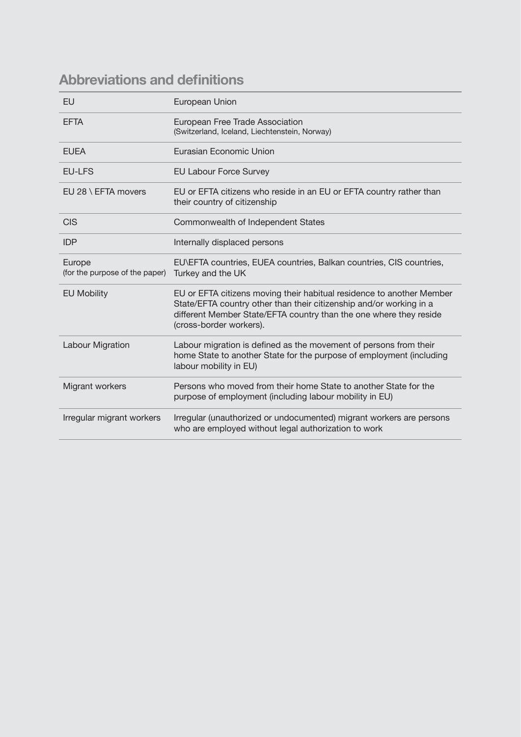## Abbreviations and definitions

| | |
|---|---|
| EU | European Union |
| EFTA | European Free Trade Association (Switzerland, Iceland, Liechtenstein, Norway) |
| EUEA | Eurasian Economic Union |
| EU-LFS | EU Labour Force Survey |
| EU 28 \ EFTA movers | EU or EFTA citizens who reside in an EU or EFTA country rather than their country of citizenship |
| CIS | Commonwealth of Independent States |
| IDP | Internally displaced persons |
| Europe (for the purpose of the paper) | EU\EFTA countries, EUEA countries, Balkan countries, CIS countries, Turkey and the UK |
| EU Mobility | EU or EFTA citizens moving their habitual residence to another Member State/EFTA country other than their citizenship and/or working in a different Member State/EFTA country than the one where they reside (cross-border workers). |
| Labour Migration | Labour migration is defined as the movement of persons from their home State to another State for the purpose of employment (including labour mobility in EU) |
| Migrant workers | Persons who moved from their home State to another State for the purpose of employment (including labour mobility in EU) |
| Irregular migrant workers | Irregular (unauthorized or undocumented) migrant workers are persons who are employed without legal authorization to work |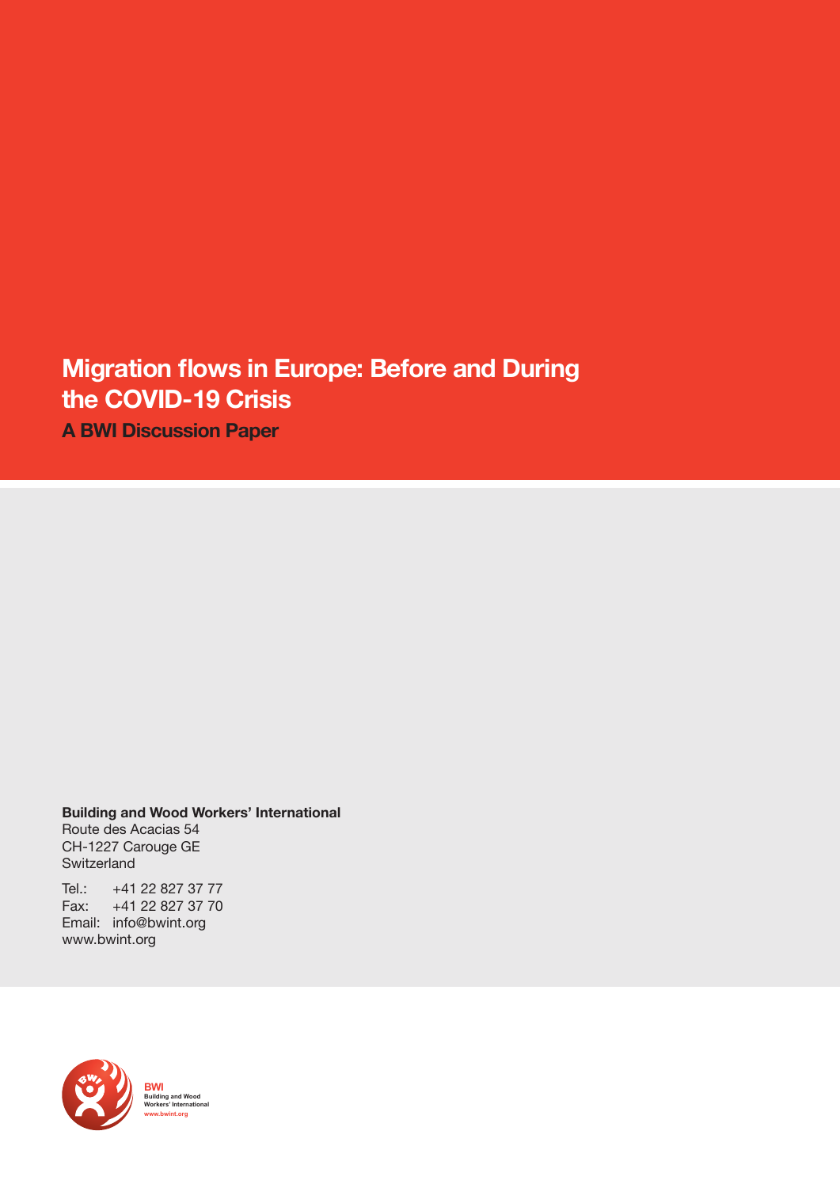# Migration flows in Europe: Before and During the COVID-19 Crisis

## A BWI Discussion Paper

**Building and Wood Workers' International**
Route des Acacias 54
CH-1227 Carouge GE
Switzerland

Tel.: +41 22 827 37 77
Fax: +41 22 827 37 70
Email: info@bwint.org
www.bwint.org

BWI
Building and Wood Workers' International
www.bwint.org